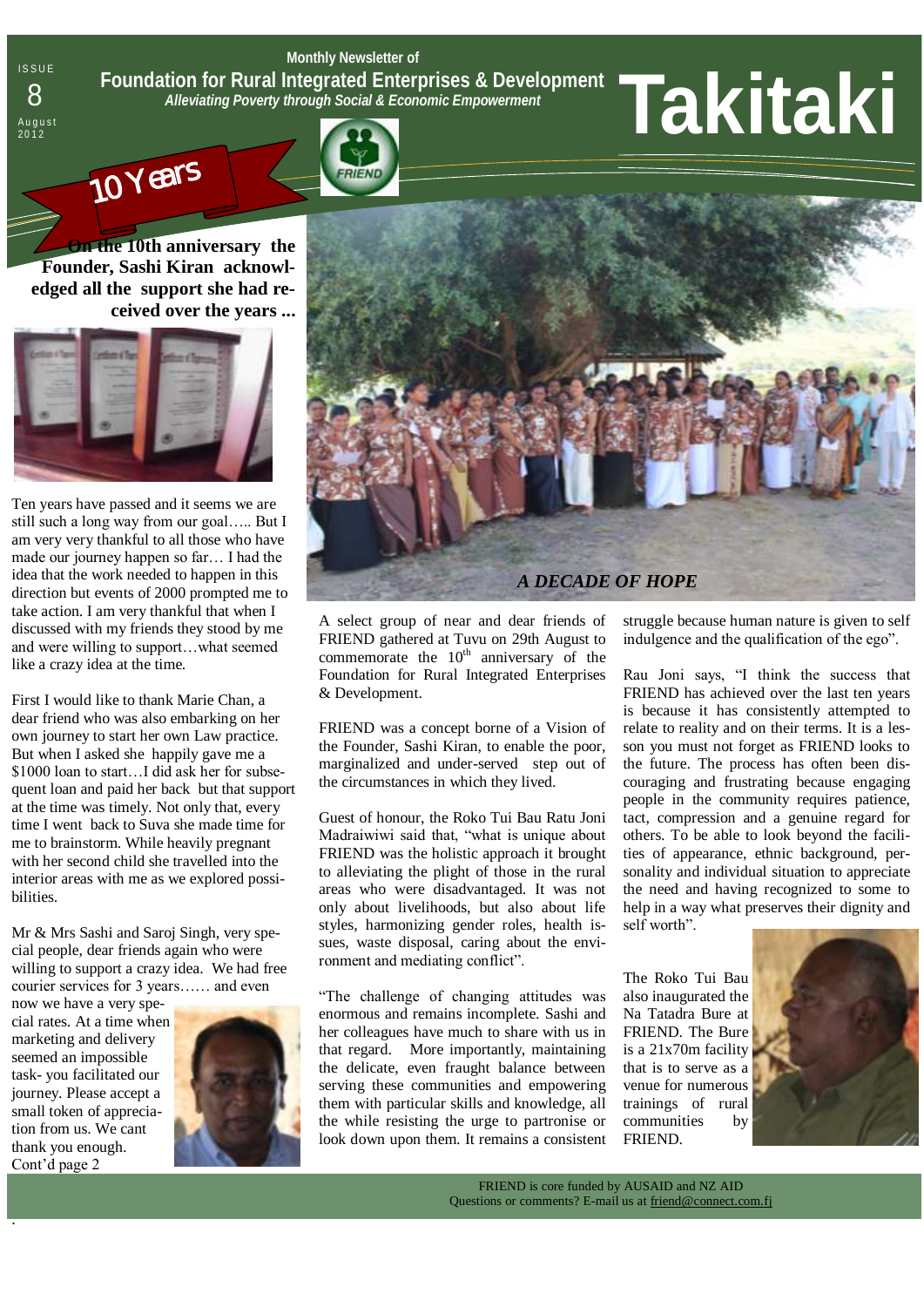ISSUE 8 August 2012

Monthly Newsletter of

# Foundation for Rural Integrated Enterprises & Development

*Alleviating Poverty through Social & Economic Empowerment*

# Takitaki

## 10 Years

**On the 10th anniversary the Founder, Sashi Kiran acknowledged all the support she had received over the years ...**

Ten years have passed and it seems we are still such a long way from our goal….. But I am very very thankful to all those who have made our journey happen so far… I had the idea that the work needed to happen in this direction but events of 2000 prompted me to take action. I am very thankful that when I discussed with my friends they stood by me and were willing to support…what seemed like a crazy idea at the time.

First I would like to thank Marie Chan, a dear friend who was also embarking on her own journey to start her own Law practice. But when I asked she happily gave me a $1000 loan to start…I did ask her for subsequent loan and paid her back but that support at the time was timely. Not only that, every time I went back to Suva she made time for me to brainstorm. While heavily pregnant with her second child she travelled into the interior areas with me as we explored possibilities.

Mr & Mrs Sashi and Saroj Singh, very special people, dear friends again who were willing to support a crazy idea. We had free courier services for 3 years…… and even now we have a very special rates. At a time when marketing and delivery seemed an impossible task- you facilitated our journey. Please accept a small token of appreciation from us. We cant thank you enough.

Cont'd page 2

## *A DECADE OF HOPE*

A select group of near and dear friends of FRIEND gathered at Tuvu on 29th August to commemorate the 10th anniversary of the Foundation for Rural Integrated Enterprises & Development.

FRIEND was a concept borne of a Vision of the Founder, Sashi Kiran, to enable the poor, marginalized and under-served step out of the circumstances in which they lived.

Guest of honour, the Roko Tui Bau Ratu Joni Madraiwiwi said that, "what is unique about FRIEND was the holistic approach it brought to alleviating the plight of those in the rural areas who were disadvantaged. It was not only about livelihoods, but also about life styles, harmonizing gender roles, health issues, waste disposal, caring about the environment and mediating conflict".

"The challenge of changing attitudes was enormous and remains incomplete. Sashi and her colleagues have much to share with us in that regard. More importantly, maintaining the delicate, even fraught balance between serving these communities and empowering them with particular skills and knowledge, all the while resisting the urge to partronise or look down upon them. It remains a consistent struggle because human nature is given to self indulgence and the qualification of the ego".

Rau Joni says, "I think the success that FRIEND has achieved over the last ten years is because it has consistently attempted to relate to reality and on their terms. It is a lesson you must not forget as FRIEND looks to the future. The process has often been discouraging and frustrating because engaging people in the community requires patience, tact, compression and a genuine regard for others. To be able to look beyond the facilities of appearance, ethnic background, personality and individual situation to appreciate the need and having recognized to some to help in a way what preserves their dignity and self worth".

The Roko Tui Bau also inaugurated the Na Tatadra Bure at FRIEND. The Bure is a 21x70m facility that is to serve as a venue for numerous trainings of rural communities by FRIEND.

FRIEND is core funded by AUSAID and NZ AID
Questions or comments? E-mail us at friend@connect.com.fj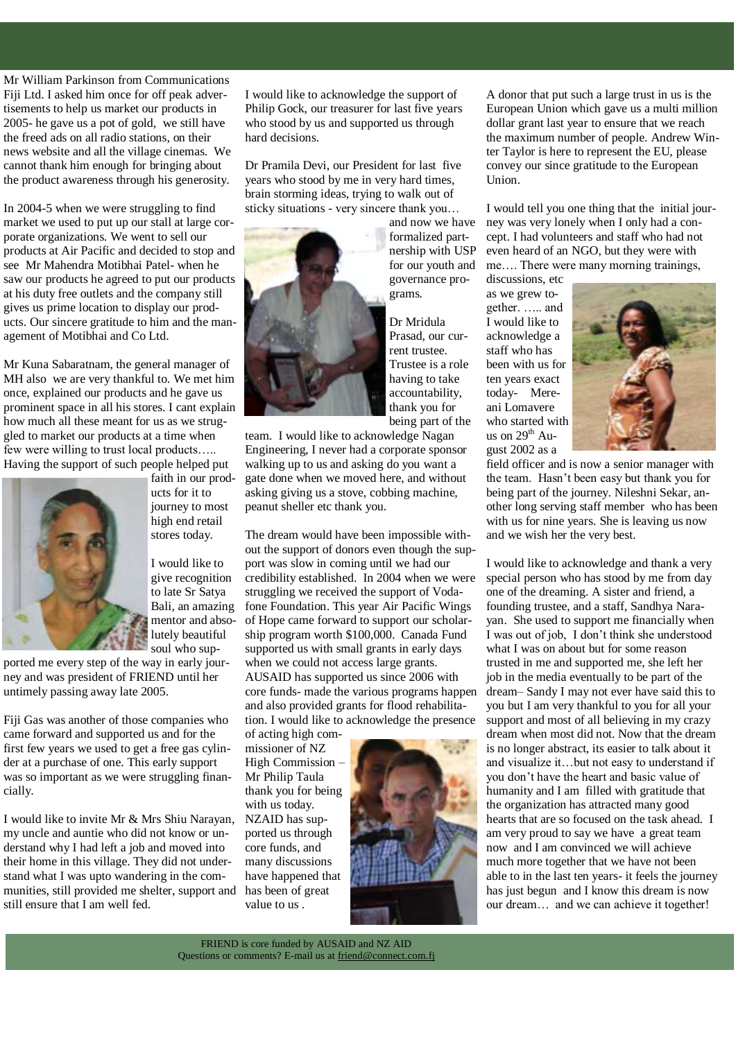Mr William Parkinson from Communications Fiji Ltd. I asked him once for off peak advertisements to help us market our products in 2005- he gave us a pot of gold, we still have the freed ads on all radio stations, on their news website and all the village cinemas. We cannot thank him enough for bringing about the product awareness through his generosity.

In 2004-5 when we were struggling to find market we used to put up our stall at large corporate organizations. We went to sell our products at Air Pacific and decided to stop and see Mr Mahendra Motibhai Patel- when he saw our products he agreed to put our products at his duty free outlets and the company still gives us prime location to display our products. Our sincere gratitude to him and the management of Motibhai and Co Ltd.

Mr Kuna Sabaratnam, the general manager of MH also we are very thankful to. We met him once, explained our products and he gave us prominent space in all his stores. I cant explain how much all these meant for us as we struggled to market our products at a time when few were willing to trust local products….. Having the support of such people helped put faith in our products for it to journey to most high end retail stores today.

I would like to give recognition to late Sr Satya Bali, an amazing mentor and absolutely beautiful soul who supported me every step of the way in early journey and was president of FRIEND until her untimely passing away late 2005.

Fiji Gas was another of those companies who came forward and supported us and for the first few years we used to get a free gas cylinder at a purchase of one. This early support was so important as we were struggling financially.

I would like to invite Mr & Mrs Shiu Narayan, my uncle and auntie who did not know or understand why I had left a job and moved into their home in this village. They did not understand what I was upto wandering in the communities, still provided me shelter, support and still ensure that I am well fed.

I would like to acknowledge the support of Philip Gock, our treasurer for last five years who stood by us and supported us through hard decisions.

Dr Pramila Devi, our President for last five years who stood by me in very hard times, brain storming ideas, trying to walk out of sticky situations - very sincere thank you… and now we have formalized partnership with USP for our youth and governance programs.

Dr Mridula Prasad, our current trustee. Trustee is a role having to take accountability, thank you for being part of the team. I would like to acknowledge Nagan Engineering, I never had a corporate sponsor walking up to us and asking do you want a gate done when we moved here, and without asking giving us a stove, cobbing machine, peanut sheller etc thank you.

The dream would have been impossible without the support of donors even though the support was slow in coming until we had our credibility established. In 2004 when we were struggling we received the support of Vodafone Foundation. This year Air Pacific Wings of Hope came forward to support our scholarship program worth $100,000. Canada Fund supported us with small grants in early days when we could not access large grants. AUSAID has supported us since 2006 with core funds- made the various programs happen and also provided grants for flood rehabilitation. I would like to acknowledge the presence of acting high commissioner of NZ High Commission – Mr Philip Taula thank you for being with us today. NZAID has supported us through core funds, and many discussions have happened that has been of great value to us .

A donor that put such a large trust in us is the European Union which gave us a multi million dollar grant last year to ensure that we reach the maximum number of people. Andrew Winter Taylor is here to represent the EU, please convey our since gratitude to the European Union.

I would tell you one thing that the initial journey was very lonely when I only had a concept. I had volunteers and staff who had not even heard of an NGO, but they were with me…. There were many morning trainings, discussions, etc as we grew together. ….. and I would like to acknowledge a staff who has been with us for ten years exact today- Mereani Lomavere who started with us on 29th August 2002 as a field officer and is now a senior manager with the team. Hasn't been easy but thank you for being part of the journey. Nileshni Sekar, another long serving staff member who has been with us for nine years. She is leaving us now and we wish her the very best.

I would like to acknowledge and thank a very special person who has stood by me from day one of the dreaming. A sister and friend, a founding trustee, and a staff, Sandhya Narayan. She used to support me financially when I was out of job, I don't think she understood what I was on about but for some reason trusted in me and supported me, she left her job in the media eventually to be part of the dream– Sandy I may not ever have said this to you but I am very thankful to you for all your support and most of all believing in my crazy dream when most did not. Now that the dream is no longer abstract, its easier to talk about it and visualize it…but not easy to understand if you don't have the heart and basic value of humanity and I am filled with gratitude that the organization has attracted many good hearts that are so focused on the task ahead. I am very proud to say we have a great team now and I am convinced we will achieve much more together that we have not been able to in the last ten years- it feels the journey has just begun and I know this dream is now our dream… and we can achieve it together!

FRIEND is core funded by AUSAID and NZ AID
Questions or comments? E-mail us at friend@connect.com.fj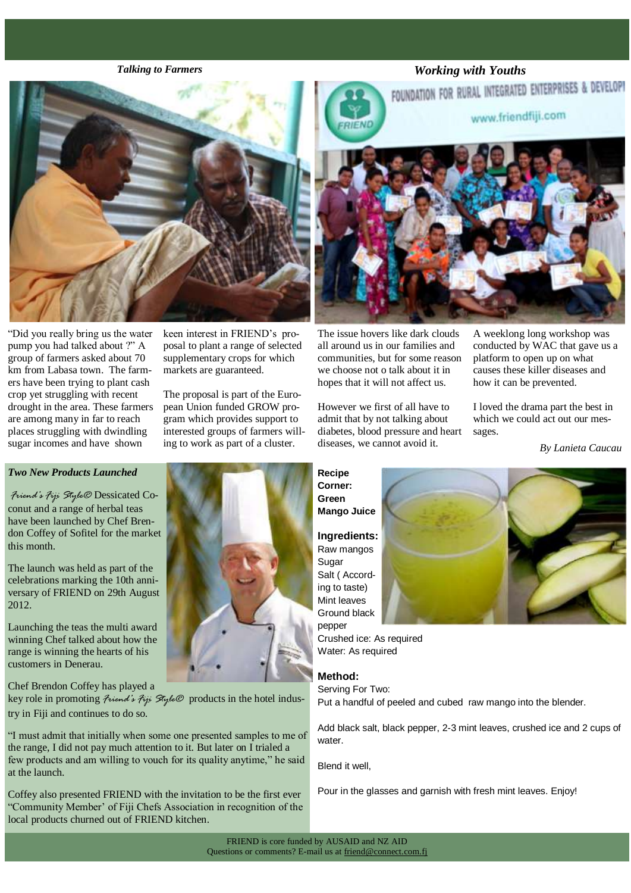## Talking to Farmers

"Did you really bring us the water pump you had talked about ?" A group of farmers asked about 70 km from Labasa town. The farmers have been trying to plant cash crop yet struggling with recent drought in the area. These farmers are among many in far to reach places struggling with dwindling sugar incomes and have shown keen interest in FRIEND's proposal to plant a range of selected supplementary crops for which markets are guaranteed.

The proposal is part of the European Union funded GROW program which provides support to interested groups of farmers willing to work as part of a cluster.

## Working with Youths

The issue hovers like dark clouds all around us in our families and communities, but for some reason we choose not o talk about it in hopes that it will not affect us.

However we first of all have to admit that by not talking about diabetes, blood pressure and heart diseases, we cannot avoid it.

A weeklong long workshop was conducted by WAC that gave us a platform to open up on what causes these killer diseases and how it can be prevented.

I loved the drama part the best in which we could act out our messages.

*By Lanieta Caucau*

## Two New Products Launched

*Friend's Fiji Style®* Dessicated Coconut and a range of herbal teas have been launched by Chef Brendon Coffey of Sofitel for the market this month.

The launch was held as part of the celebrations marking the 10th anniversary of FRIEND on 29th August 2012.

Launching the teas the multi award winning Chef talked about how the range is winning the hearts of his customers in Denerau.

Chef Brendon Coffey has played a key role in promoting *Friend's Fiji Style®* products in the hotel industry in Fiji and continues to do so.

"I must admit that initially when some one presented samples to me of the range, I did not pay much attention to it. But later on I trialed a few products and am willing to vouch for its quality anytime," he said at the launch.

Coffey also presented FRIEND with the invitation to be the first ever "Community Member' of Fiji Chefs Association in recognition of the local products churned out of FRIEND kitchen.

## Recipe Corner: Green Mango Juice

**Ingredients:**

Raw mangos
Sugar
Salt ( According to taste)
Mint leaves
Ground black pepper
Crushed ice: As required
Water: As required

**Method:**

Serving For Two:

Put a handful of peeled and cubed raw mango into the blender.

Add black salt, black pepper, 2-3 mint leaves, crushed ice and 2 cups of water.

Blend it well,

Pour in the glasses and garnish with fresh mint leaves. Enjoy!

FRIEND is core funded by AUSAID and NZ AID
Questions or comments? E-mail us at friend@connect.com.fj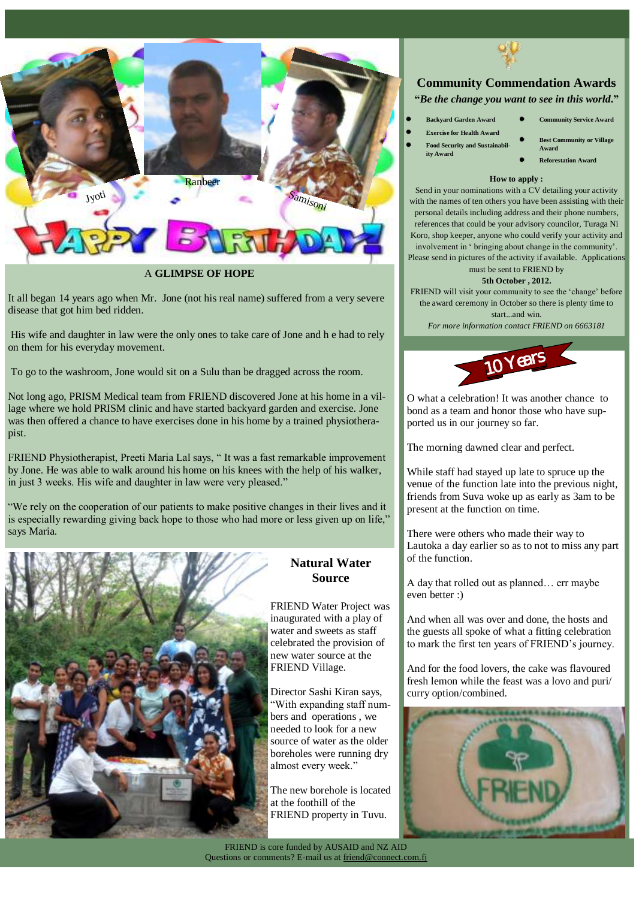Jyoti

Ranbeer

Samisoni

HAPPY BIRTHDAY!

## A GLIMPSE OF HOPE

It all began 14 years ago when Mr. Jone (not his real name) suffered from a very severe disease that got him bed ridden.

His wife and daughter in law were the only ones to take care of Jone and h e had to rely on them for his everyday movement.

To go to the washroom, Jone would sit on a Sulu than be dragged across the room.

Not long ago, PRISM Medical team from FRIEND discovered Jone at his home in a village where we hold PRISM clinic and have started backyard garden and exercise. Jone was then offered a chance to have exercises done in his home by a trained physiotherapist.

FRIEND Physiotherapist, Preeti Maria Lal says, " It was a fast remarkable improvement by Jone. He was able to walk around his home on his knees with the help of his walker, in just 3 weeks. His wife and daughter in law were very pleased."

"We rely on the cooperation of our patients to make positive changes in their lives and it is especially rewarding giving back hope to those who had more or less given up on life," says Maria.

## Natural Water Source

FRIEND Water Project was inaugurated with a play of water and sweets as staff celebrated the provision of new water source at the FRIEND Village.

Director Sashi Kiran says, "With expanding staff numbers and operations , we needed to look for a new source of water as the older boreholes were running dry almost every week."

The new borehole is located at the foothill of the FRIEND property in Tuvu.

## Community Commendation Awards

**"*Be the change you want to see in this world.*"**

- **Backyard Garden Award**
- **Exercise for Health Award**
- **Food Security and Sustainability Award**
- **Community Service Award**
- **Best Community or Village Award**
- **Reforestation Award**

**How to apply :**

Send in your nominations with a CV detailing your activity with the names of ten others you have been assisting with their personal details including address and their phone numbers, references that could be your advisory councilor, Turaga Ni Koro, shop keeper, anyone who could verify your activity and involvement in ' bringing about change in the community'. Please send in pictures of the activity if available. Applications must be sent to FRIEND by

**5th October , 2012.**

FRIEND will visit your community to see the 'change' before the award ceremony in October so there is plenty time to start...and win.

*For more information contact FRIEND on 6663181*

## 10 Years

O what a celebration! It was another chance to bond as a team and honor those who have supported us in our journey so far.

The morning dawned clear and perfect.

While staff had stayed up late to spruce up the venue of the function late into the previous night, friends from Suva woke up as early as 3am to be present at the function on time.

There were others who made their way to Lautoka a day earlier so as to not to miss any part of the function.

A day that rolled out as planned… err maybe even better :)

And when all was over and done, the hosts and the guests all spoke of what a fitting celebration to mark the first ten years of FRIEND's journey.

And for the food lovers, the cake was flavoured fresh lemon while the feast was a lovo and puri/curry option/combined.

FRIEND

FRIEND is core funded by AUSAID and NZ AID
Questions or comments? E-mail us at friend@connect.com.fj